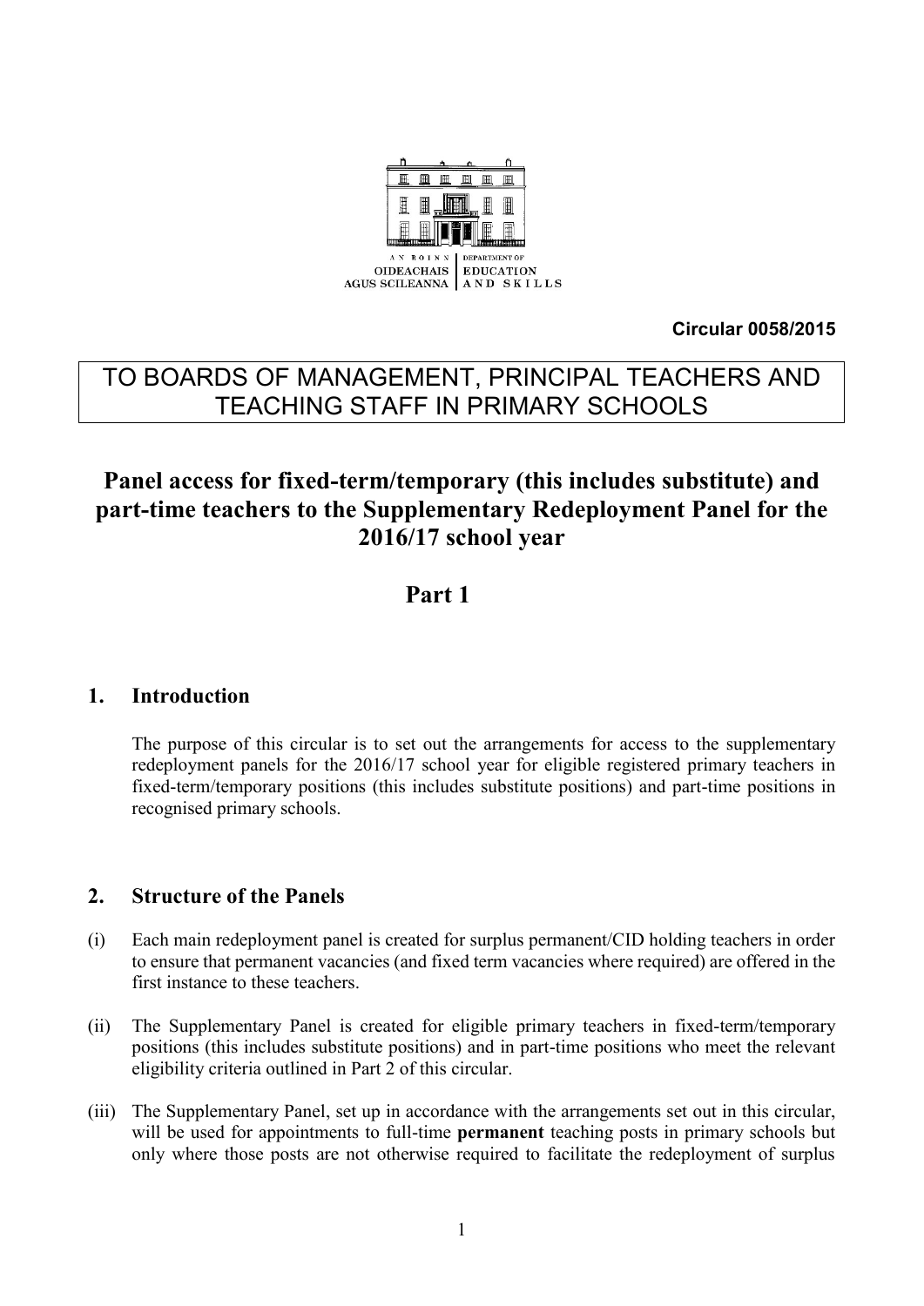AN ROINN OIDEACHAIS AGUS SCILEANNA | DEPARTMENT OF EDUCATION AND SKILLS

**Circular 0058/2015**

TO BOARDS OF MANAGEMENT, PRINCIPAL TEACHERS AND TEACHING STAFF IN PRIMARY SCHOOLS

# Panel access for fixed-term/temporary (this includes substitute) and part-time teachers to the Supplementary Redeployment Panel for the 2016/17 school year

# Part 1

## 1. Introduction

The purpose of this circular is to set out the arrangements for access to the supplementary redeployment panels for the 2016/17 school year for eligible registered primary teachers in fixed-term/temporary positions (this includes substitute positions) and part-time positions in recognised primary schools.

## 2. Structure of the Panels

(i) Each main redeployment panel is created for surplus permanent/CID holding teachers in order to ensure that permanent vacancies (and fixed term vacancies where required) are offered in the first instance to these teachers.

(ii) The Supplementary Panel is created for eligible primary teachers in fixed-term/temporary positions (this includes substitute positions) and in part-time positions who meet the relevant eligibility criteria outlined in Part 2 of this circular.

(iii) The Supplementary Panel, set up in accordance with the arrangements set out in this circular, will be used for appointments to full-time **permanent** teaching posts in primary schools but only where those posts are not otherwise required to facilitate the redeployment of surplus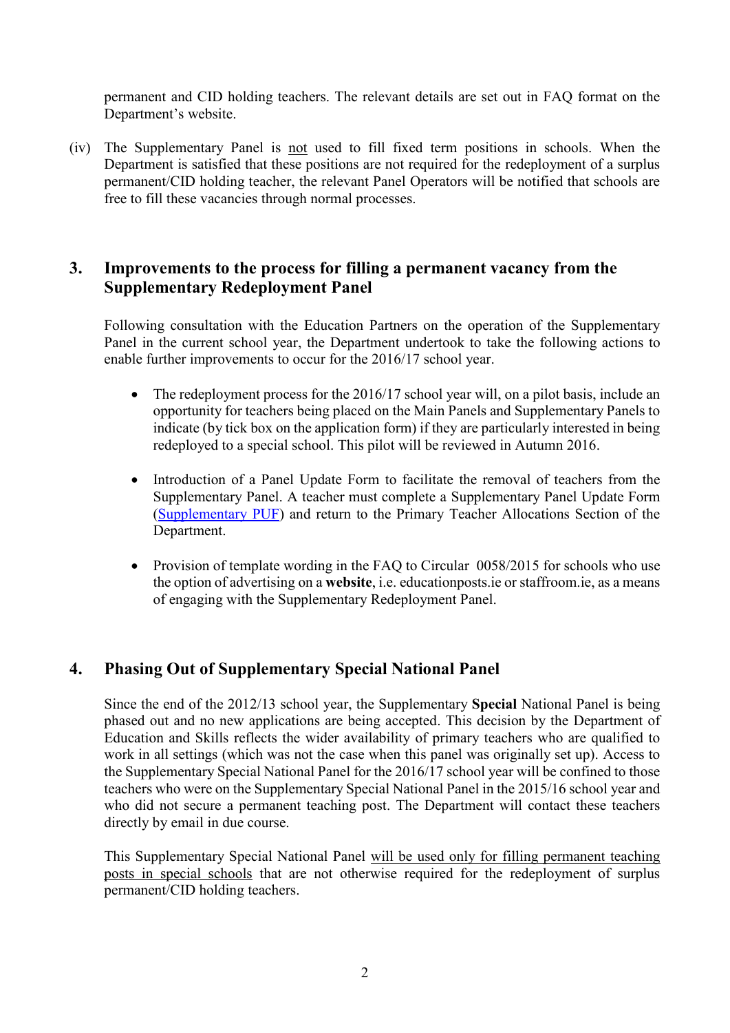permanent and CID holding teachers. The relevant details are set out in FAQ format on the Department's website.

(iv) The Supplementary Panel is not used to fill fixed term positions in schools. When the Department is satisfied that these positions are not required for the redeployment of a surplus permanent/CID holding teacher, the relevant Panel Operators will be notified that schools are free to fill these vacancies through normal processes.

## 3. Improvements to the process for filling a permanent vacancy from the Supplementary Redeployment Panel

Following consultation with the Education Partners on the operation of the Supplementary Panel in the current school year, the Department undertook to take the following actions to enable further improvements to occur for the 2016/17 school year.

- The redeployment process for the 2016/17 school year will, on a pilot basis, include an opportunity for teachers being placed on the Main Panels and Supplementary Panels to indicate (by tick box on the application form) if they are particularly interested in being redeployed to a special school. This pilot will be reviewed in Autumn 2016.

- Introduction of a Panel Update Form to facilitate the removal of teachers from the Supplementary Panel. A teacher must complete a Supplementary Panel Update Form (Supplementary PUF) and return to the Primary Teacher Allocations Section of the Department.

- Provision of template wording in the FAQ to Circular 0058/2015 for schools who use the option of advertising on a **website**, i.e. educationposts.ie or staffroom.ie, as a means of engaging with the Supplementary Redeployment Panel.

## 4. Phasing Out of Supplementary Special National Panel

Since the end of the 2012/13 school year, the Supplementary **Special** National Panel is being phased out and no new applications are being accepted. This decision by the Department of Education and Skills reflects the wider availability of primary teachers who are qualified to work in all settings (which was not the case when this panel was originally set up). Access to the Supplementary Special National Panel for the 2016/17 school year will be confined to those teachers who were on the Supplementary Special National Panel in the 2015/16 school year and who did not secure a permanent teaching post. The Department will contact these teachers directly by email in due course.

This Supplementary Special National Panel will be used only for filling permanent teaching posts in special schools that are not otherwise required for the redeployment of surplus permanent/CID holding teachers.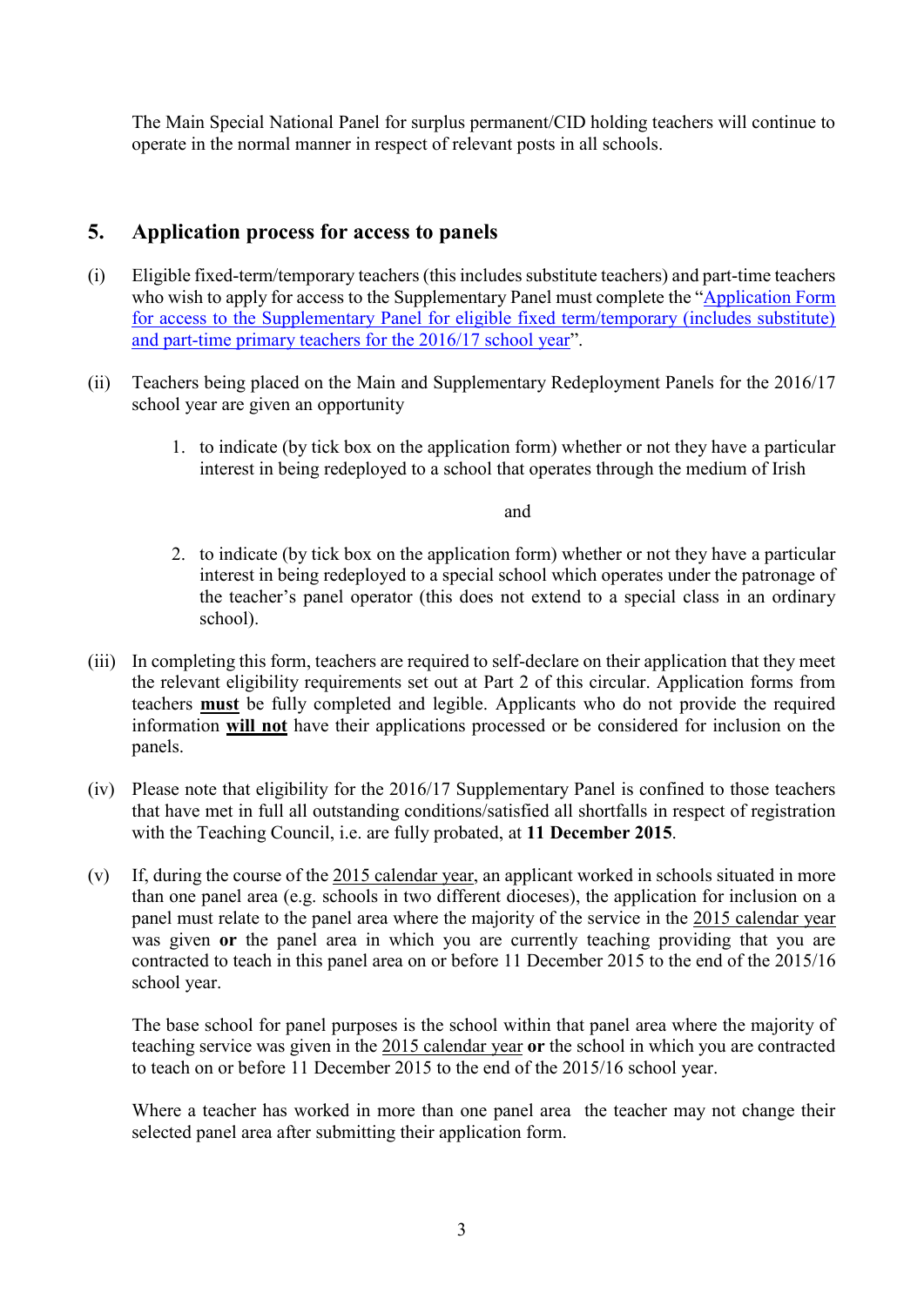The Main Special National Panel for surplus permanent/CID holding teachers will continue to operate in the normal manner in respect of relevant posts in all schools.

## 5. Application process for access to panels

(i) Eligible fixed-term/temporary teachers (this includes substitute teachers) and part-time teachers who wish to apply for access to the Supplementary Panel must complete the "Application Form for access to the Supplementary Panel for eligible fixed term/temporary (includes substitute) and part-time primary teachers for the 2016/17 school year".

(ii) Teachers being placed on the Main and Supplementary Redeployment Panels for the 2016/17 school year are given an opportunity

1. to indicate (by tick box on the application form) whether or not they have a particular interest in being redeployed to a school that operates through the medium of Irish

   and

2. to indicate (by tick box on the application form) whether or not they have a particular interest in being redeployed to a special school which operates under the patronage of the teacher's panel operator (this does not extend to a special class in an ordinary school).

(iii) In completing this form, teachers are required to self-declare on their application that they meet the relevant eligibility requirements set out at Part 2 of this circular. Application forms from teachers **must** be fully completed and legible. Applicants who do not provide the required information **will not** have their applications processed or be considered for inclusion on the panels.

(iv) Please note that eligibility for the 2016/17 Supplementary Panel is confined to those teachers that have met in full all outstanding conditions/satisfied all shortfalls in respect of registration with the Teaching Council, i.e. are fully probated, at **11 December 2015**.

(v) If, during the course of the 2015 calendar year, an applicant worked in schools situated in more than one panel area (e.g. schools in two different dioceses), the application for inclusion on a panel must relate to the panel area where the majority of the service in the 2015 calendar year was given **or** the panel area in which you are currently teaching providing that you are contracted to teach in this panel area on or before 11 December 2015 to the end of the 2015/16 school year.

The base school for panel purposes is the school within that panel area where the majority of teaching service was given in the 2015 calendar year **or** the school in which you are contracted to teach on or before 11 December 2015 to the end of the 2015/16 school year.

Where a teacher has worked in more than one panel area the teacher may not change their selected panel area after submitting their application form.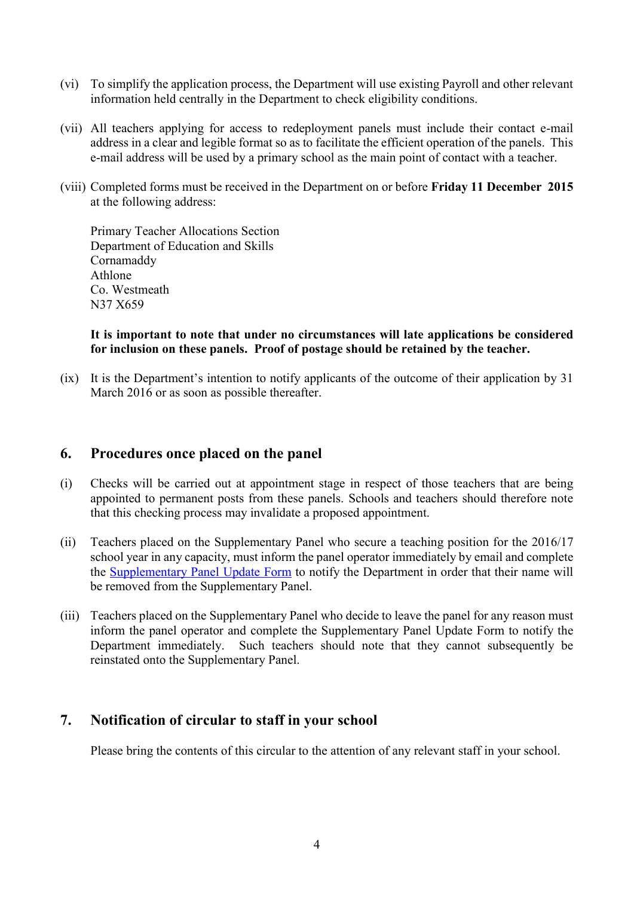(vi) To simplify the application process, the Department will use existing Payroll and other relevant information held centrally in the Department to check eligibility conditions.

(vii) All teachers applying for access to redeployment panels must include their contact e-mail address in a clear and legible format so as to facilitate the efficient operation of the panels. This e-mail address will be used by a primary school as the main point of contact with a teacher.

(viii) Completed forms must be received in the Department on or before **Friday 11 December 2015** at the following address:

Primary Teacher Allocations Section
Department of Education and Skills
Cornamaddy
Athlone
Co. Westmeath
N37 X659

**It is important to note that under no circumstances will late applications be considered for inclusion on these panels. Proof of postage should be retained by the teacher.**

(ix) It is the Department's intention to notify applicants of the outcome of their application by 31 March 2016 or as soon as possible thereafter.

## 6. Procedures once placed on the panel

(i) Checks will be carried out at appointment stage in respect of those teachers that are being appointed to permanent posts from these panels. Schools and teachers should therefore note that this checking process may invalidate a proposed appointment.

(ii) Teachers placed on the Supplementary Panel who secure a teaching position for the 2016/17 school year in any capacity, must inform the panel operator immediately by email and complete the Supplementary Panel Update Form to notify the Department in order that their name will be removed from the Supplementary Panel.

(iii) Teachers placed on the Supplementary Panel who decide to leave the panel for any reason must inform the panel operator and complete the Supplementary Panel Update Form to notify the Department immediately. Such teachers should note that they cannot subsequently be reinstated onto the Supplementary Panel.

## 7. Notification of circular to staff in your school

Please bring the contents of this circular to the attention of any relevant staff in your school.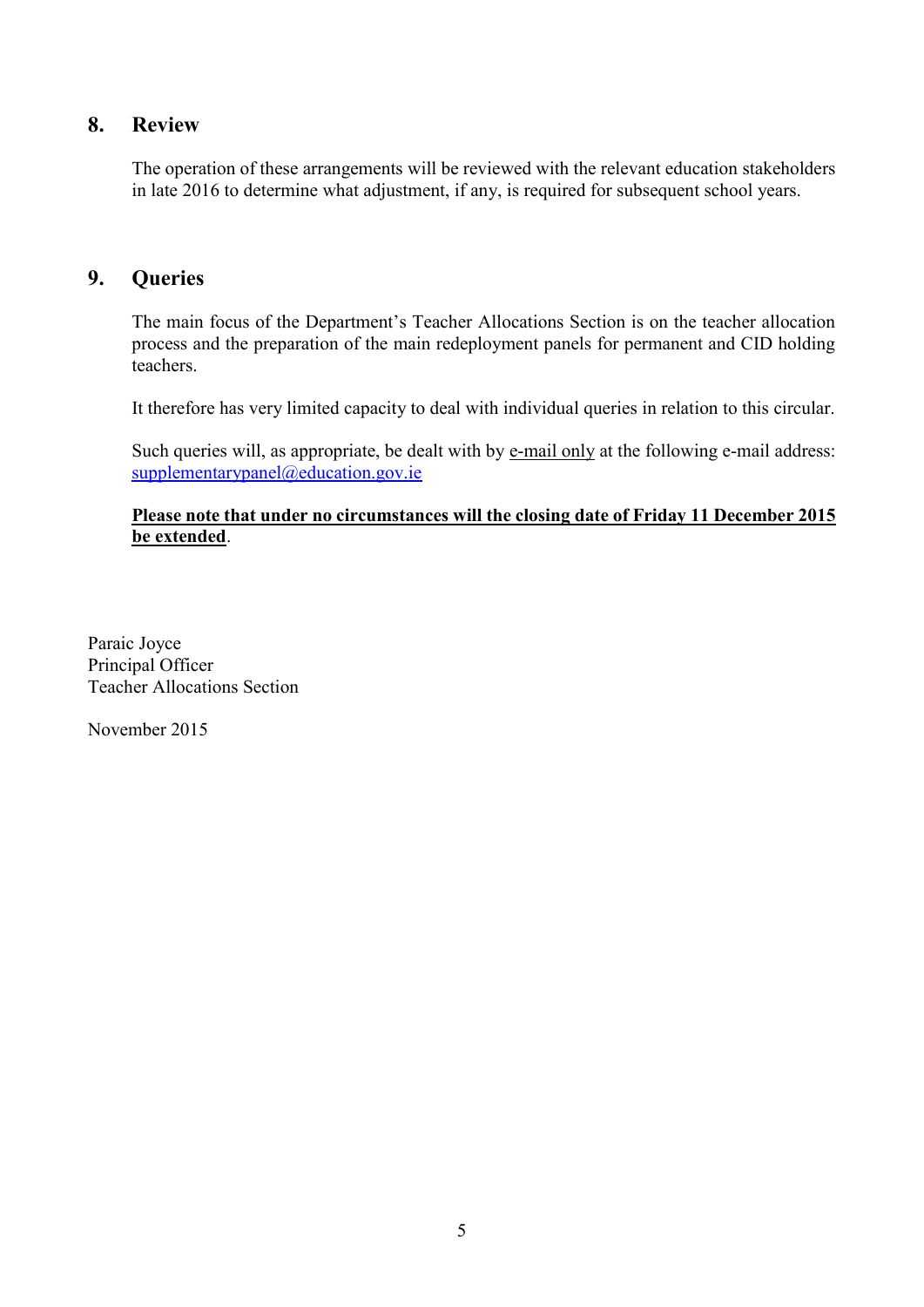## 8. Review

The operation of these arrangements will be reviewed with the relevant education stakeholders in late 2016 to determine what adjustment, if any, is required for subsequent school years.

## 9. Queries

The main focus of the Department's Teacher Allocations Section is on the teacher allocation process and the preparation of the main redeployment panels for permanent and CID holding teachers.

It therefore has very limited capacity to deal with individual queries in relation to this circular.

Such queries will, as appropriate, be dealt with by e-mail only at the following e-mail address: supplementarypanel@education.gov.ie

**Please note that under no circumstances will the closing date of Friday 11 December 2015 be extended**.

Paraic Joyce
Principal Officer
Teacher Allocations Section

November 2015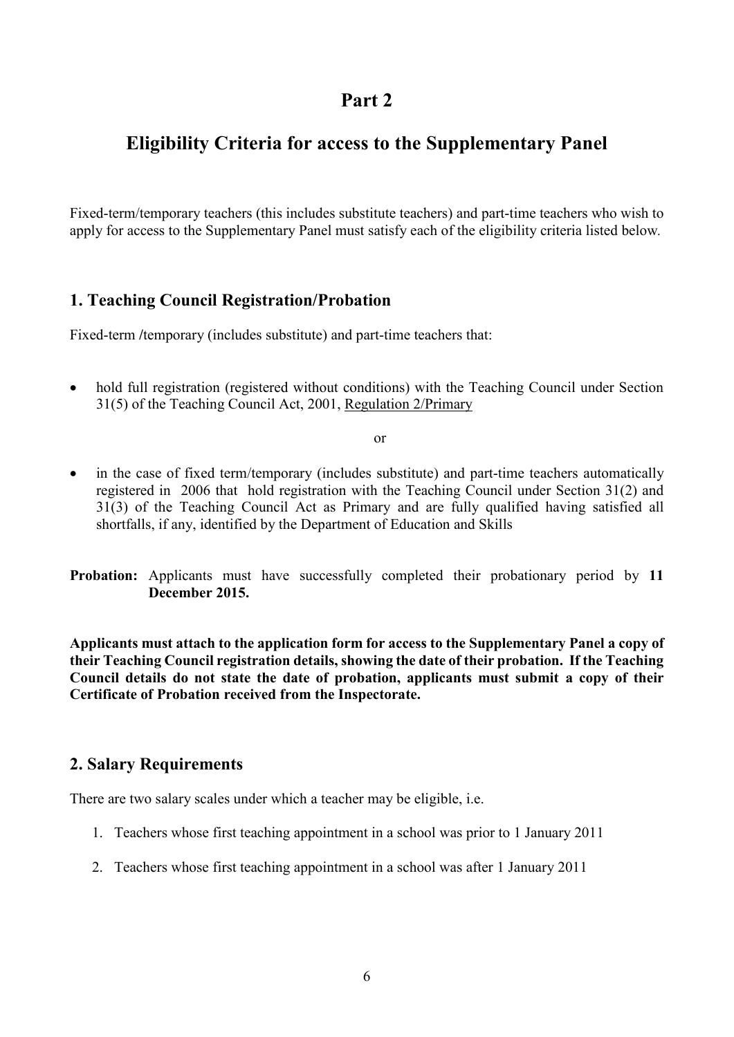# Part 2

# Eligibility Criteria for access to the Supplementary Panel

Fixed-term/temporary teachers (this includes substitute teachers) and part-time teachers who wish to apply for access to the Supplementary Panel must satisfy each of the eligibility criteria listed below.

## 1. Teaching Council Registration/Probation

Fixed-term /temporary (includes substitute) and part-time teachers that:

- hold full registration (registered without conditions) with the Teaching Council under Section 31(5) of the Teaching Council Act, 2001, Regulation 2/Primary

or

- in the case of fixed term/temporary (includes substitute) and part-time teachers automatically registered in 2006 that hold registration with the Teaching Council under Section 31(2) and 31(3) of the Teaching Council Act as Primary and are fully qualified having satisfied all shortfalls, if any, identified by the Department of Education and Skills

**Probation:** Applicants must have successfully completed their probationary period by **11 December 2015.**

**Applicants must attach to the application form for access to the Supplementary Panel a copy of their Teaching Council registration details, showing the date of their probation. If the Teaching Council details do not state the date of probation, applicants must submit a copy of their Certificate of Probation received from the Inspectorate.**

## 2. Salary Requirements

There are two salary scales under which a teacher may be eligible, i.e.

1. Teachers whose first teaching appointment in a school was prior to 1 January 2011
2. Teachers whose first teaching appointment in a school was after 1 January 2011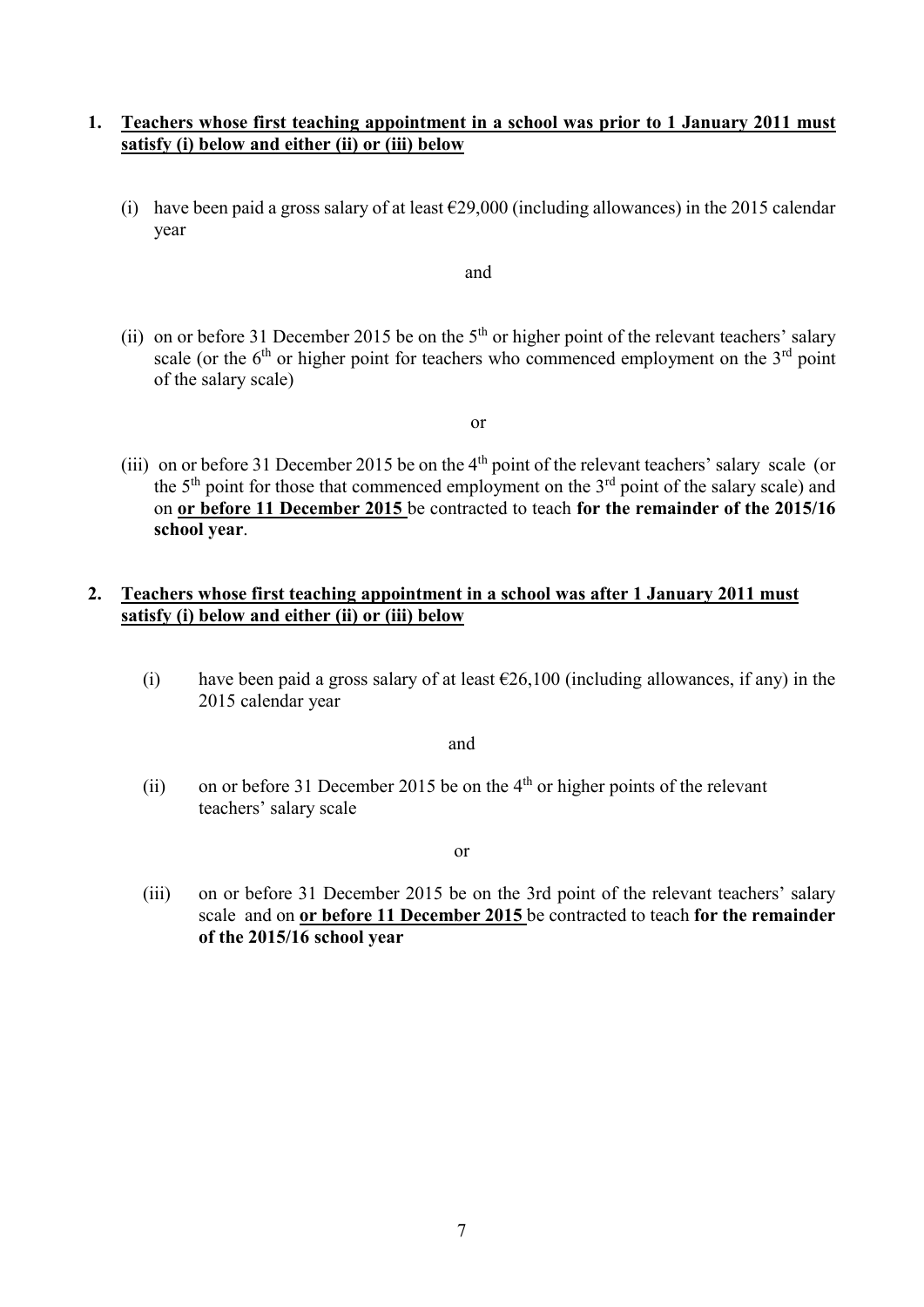1. **<u>Teachers whose first teaching appointment in a school was prior to 1 January 2011 must satisfy (i) below and either (ii) or (iii) below</u>**

   (i) have been paid a gross salary of at least €29,000 (including allowances) in the 2015 calendar year

   and

   (ii) on or before 31 December 2015 be on the 5th or higher point of the relevant teachers' salary scale (or the 6th or higher point for teachers who commenced employment on the 3rd point of the salary scale)

   or

   (iii) on or before 31 December 2015 be on the 4th point of the relevant teachers' salary scale (or the 5th point for those that commenced employment on the 3rd point of the salary scale) and on **<u>or before 11 December 2015</u>** be contracted to teach **for the remainder of the 2015/16 school year**.

2. **<u>Teachers whose first teaching appointment in a school was after 1 January 2011 must satisfy (i) below and either (ii) or (iii) below</u>**

   (i) have been paid a gross salary of at least €26,100 (including allowances, if any) in the 2015 calendar year

   and

   (ii) on or before 31 December 2015 be on the 4th or higher points of the relevant teachers' salary scale

   or

   (iii) on or before 31 December 2015 be on the 3rd point of the relevant teachers' salary scale and on **<u>or before 11 December 2015</u>** be contracted to teach **for the remainder of the 2015/16 school year**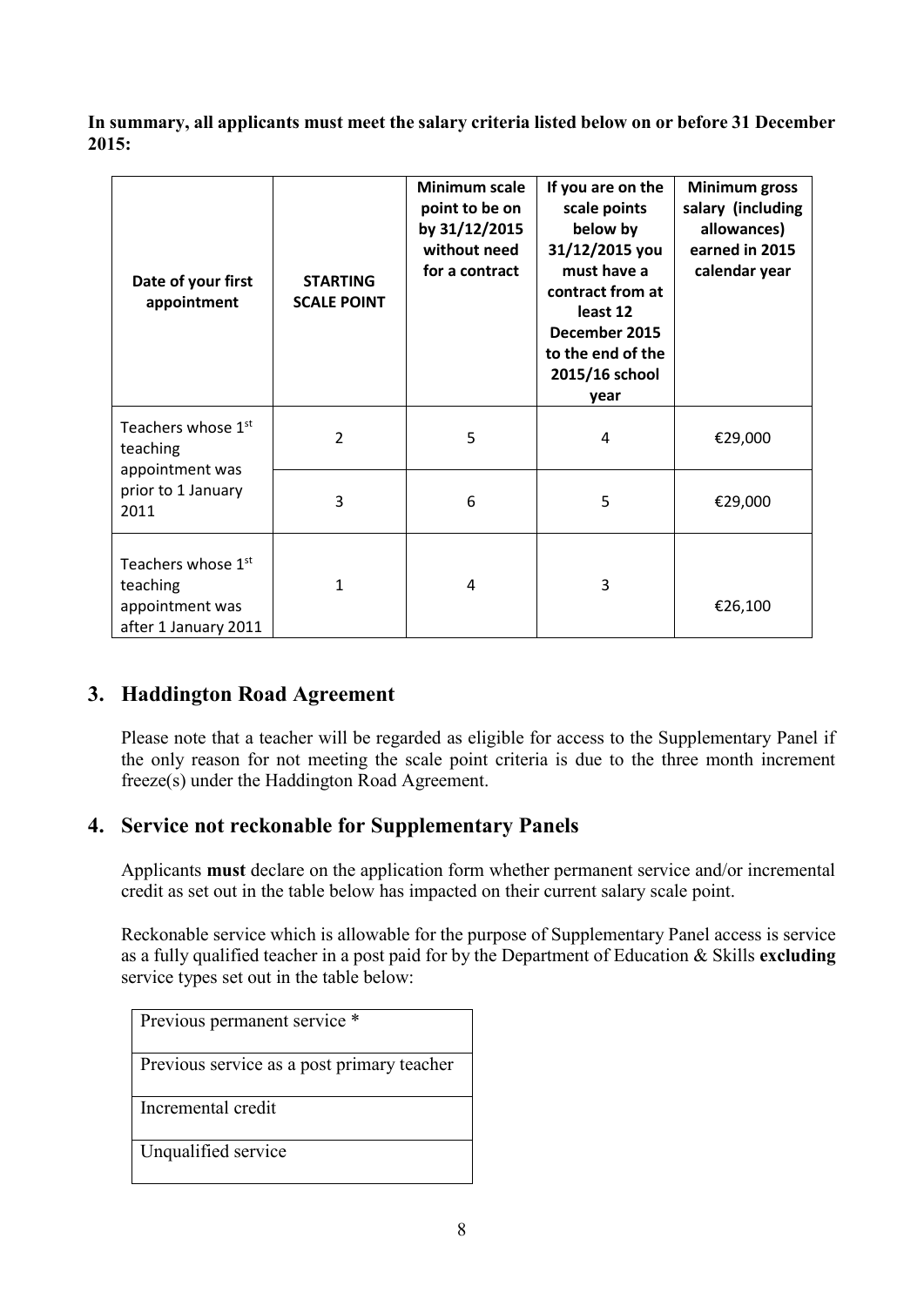**In summary, all applicants must meet the salary criteria listed below on or before 31 December 2015:**

| Date of your first appointment | STARTING SCALE POINT | Minimum scale point to be on by 31/12/2015 without need for a contract | If you are on the scale points below by 31/12/2015 you must have a contract from at least 12 December 2015 to the end of the 2015/16 school year | Minimum gross salary (including allowances) earned in 2015 calendar year |
|---|---|---|---|---|
| Teachers whose 1st teaching appointment was prior to 1 January 2011 | 2 | 5 | 4 | €29,000 |
| | 3 | 6 | 5 | €29,000 |
| Teachers whose 1st teaching appointment was after 1 January 2011 | 1 | 4 | 3 | €26,100 |

## 3. Haddington Road Agreement

Please note that a teacher will be regarded as eligible for access to the Supplementary Panel if the only reason for not meeting the scale point criteria is due to the three month increment freeze(s) under the Haddington Road Agreement.

## 4. Service not reckonable for Supplementary Panels

Applicants **must** declare on the application form whether permanent service and/or incremental credit as set out in the table below has impacted on their current salary scale point.

Reckonable service which is allowable for the purpose of Supplementary Panel access is service as a fully qualified teacher in a post paid for by the Department of Education & Skills **excluding** service types set out in the table below:

| Previous permanent service * |
|---|
| Previous service as a post primary teacher |
| Incremental credit |
| Unqualified service |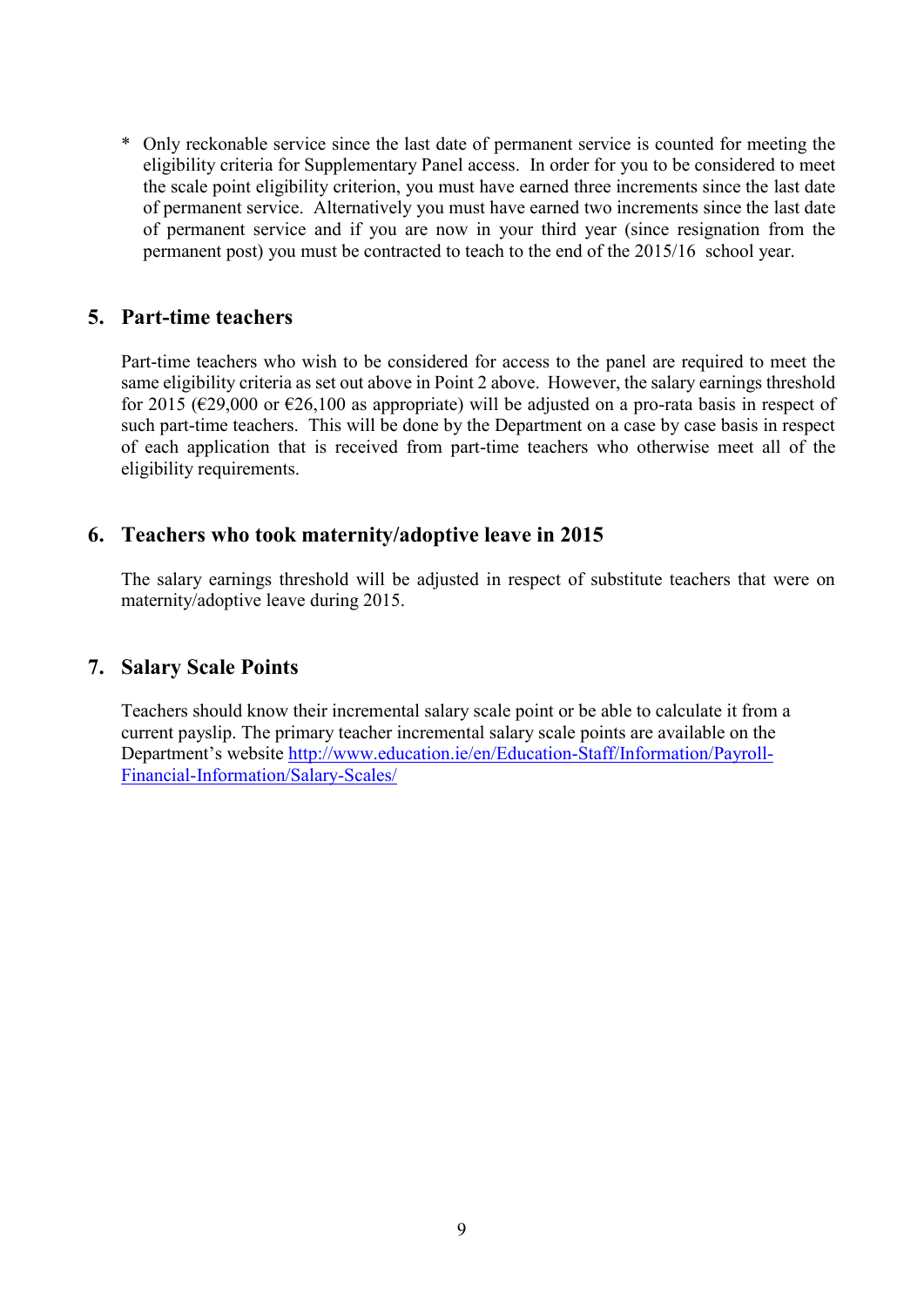\* Only reckonable service since the last date of permanent service is counted for meeting the eligibility criteria for Supplementary Panel access. In order for you to be considered to meet the scale point eligibility criterion, you must have earned three increments since the last date of permanent service. Alternatively you must have earned two increments since the last date of permanent service and if you are now in your third year (since resignation from the permanent post) you must be contracted to teach to the end of the 2015/16 school year.

## 5. Part-time teachers

Part-time teachers who wish to be considered for access to the panel are required to meet the same eligibility criteria as set out above in Point 2 above. However, the salary earnings threshold for 2015 (€29,000 or €26,100 as appropriate) will be adjusted on a pro-rata basis in respect of such part-time teachers. This will be done by the Department on a case by case basis in respect of each application that is received from part-time teachers who otherwise meet all of the eligibility requirements.

## 6. Teachers who took maternity/adoptive leave in 2015

The salary earnings threshold will be adjusted in respect of substitute teachers that were on maternity/adoptive leave during 2015.

## 7. Salary Scale Points

Teachers should know their incremental salary scale point or be able to calculate it from a current payslip. The primary teacher incremental salary scale points are available on the Department's website [http://www.education.ie/en/Education-Staff/Information/Payroll-Financial-Information/Salary-Scales/](http://www.education.ie/en/Education-Staff/Information/Payroll-Financial-Information/Salary-Scales/)